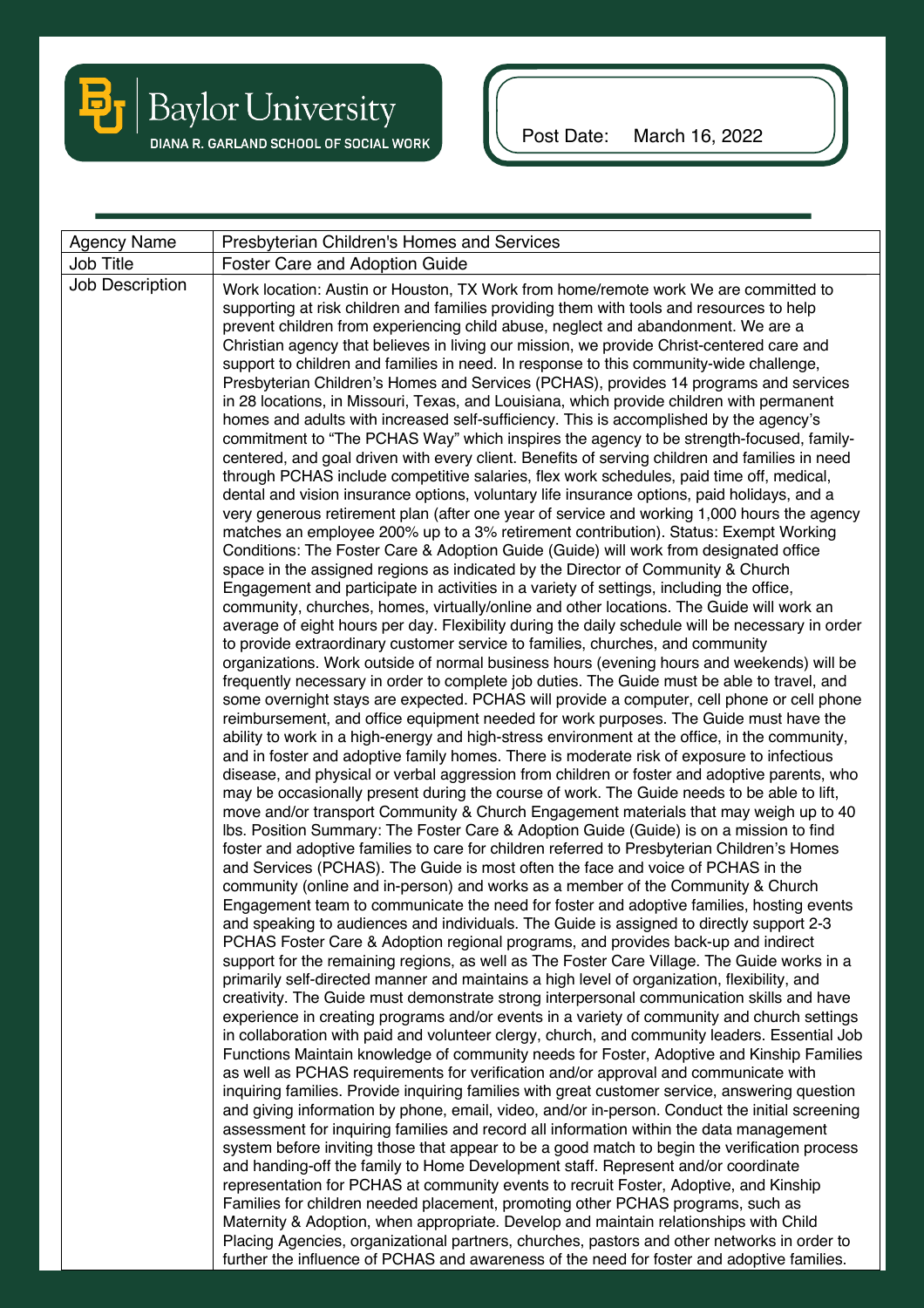Baylor University
DIANA R. GARLAND SCHOOL OF SOCIAL WORK

Post Date: March 16, 2022

| Agency Name | Presbyterian Children's Homes and Services |
| --- | --- |
| Job Title | Foster Care and Adoption Guide |
| Job Description | Work location: Austin or Houston, TX Work from home/remote work We are committed to supporting at risk children and families providing them with tools and resources to help prevent children from experiencing child abuse, neglect and abandonment. We are a Christian agency that believes in living our mission, we provide Christ-centered care and support to children and families in need. In response to this community-wide challenge, Presbyterian Children's Homes and Services (PCHAS), provides 14 programs and services in 28 locations, in Missouri, Texas, and Louisiana, which provide children with permanent homes and adults with increased self-sufficiency. This is accomplished by the agency's commitment to "The PCHAS Way" which inspires the agency to be strength-focused, family-centered, and goal driven with every client. Benefits of serving children and families in need through PCHAS include competitive salaries, flex work schedules, paid time off, medical, dental and vision insurance options, voluntary life insurance options, paid holidays, and a very generous retirement plan (after one year of service and working 1,000 hours the agency matches an employee 200% up to a 3% retirement contribution). Status: Exempt Working Conditions: The Foster Care & Adoption Guide (Guide) will work from designated office space in the assigned regions as indicated by the Director of Community & Church Engagement and participate in activities in a variety of settings, including the office, community, churches, homes, virtually/online and other locations. The Guide will work an average of eight hours per day. Flexibility during the daily schedule will be necessary in order to provide extraordinary customer service to families, churches, and community organizations. Work outside of normal business hours (evening hours and weekends) will be frequently necessary in order to complete job duties. The Guide must be able to travel, and some overnight stays are expected. PCHAS will provide a computer, cell phone or cell phone reimbursement, and office equipment needed for work purposes. The Guide must have the ability to work in a high-energy and high-stress environment at the office, in the community, and in foster and adoptive family homes. There is moderate risk of exposure to infectious disease, and physical or verbal aggression from children or foster and adoptive parents, who may be occasionally present during the course of work. The Guide needs to be able to lift, move and/or transport Community & Church Engagement materials that may weigh up to 40 lbs. Position Summary: The Foster Care & Adoption Guide (Guide) is on a mission to find foster and adoptive families to care for children referred to Presbyterian Children's Homes and Services (PCHAS). The Guide is most often the face and voice of PCHAS in the community (online and in-person) and works as a member of the Community & Church Engagement team to communicate the need for foster and adoptive families, hosting events and speaking to audiences and individuals. The Guide is assigned to directly support 2-3 PCHAS Foster Care & Adoption regional programs, and provides back-up and indirect support for the remaining regions, as well as The Foster Care Village. The Guide works in a primarily self-directed manner and maintains a high level of organization, flexibility, and creativity. The Guide must demonstrate strong interpersonal communication skills and have experience in creating programs and/or events in a variety of community and church settings in collaboration with paid and volunteer clergy, church, and community leaders. Essential Job Functions Maintain knowledge of community needs for Foster, Adoptive and Kinship Families as well as PCHAS requirements for verification and/or approval and communicate with inquiring families. Provide inquiring families with great customer service, answering question and giving information by phone, email, video, and/or in-person. Conduct the initial screening assessment for inquiring families and record all information within the data management system before inviting those that appear to be a good match to begin the verification process and handing-off the family to Home Development staff. Represent and/or coordinate representation for PCHAS at community events to recruit Foster, Adoptive, and Kinship Families for children needed placement, promoting other PCHAS programs, such as Maternity & Adoption, when appropriate. Develop and maintain relationships with Child Placing Agencies, organizational partners, churches, pastors and other networks in order to further the influence of PCHAS and awareness of the need for foster and adoptive families. |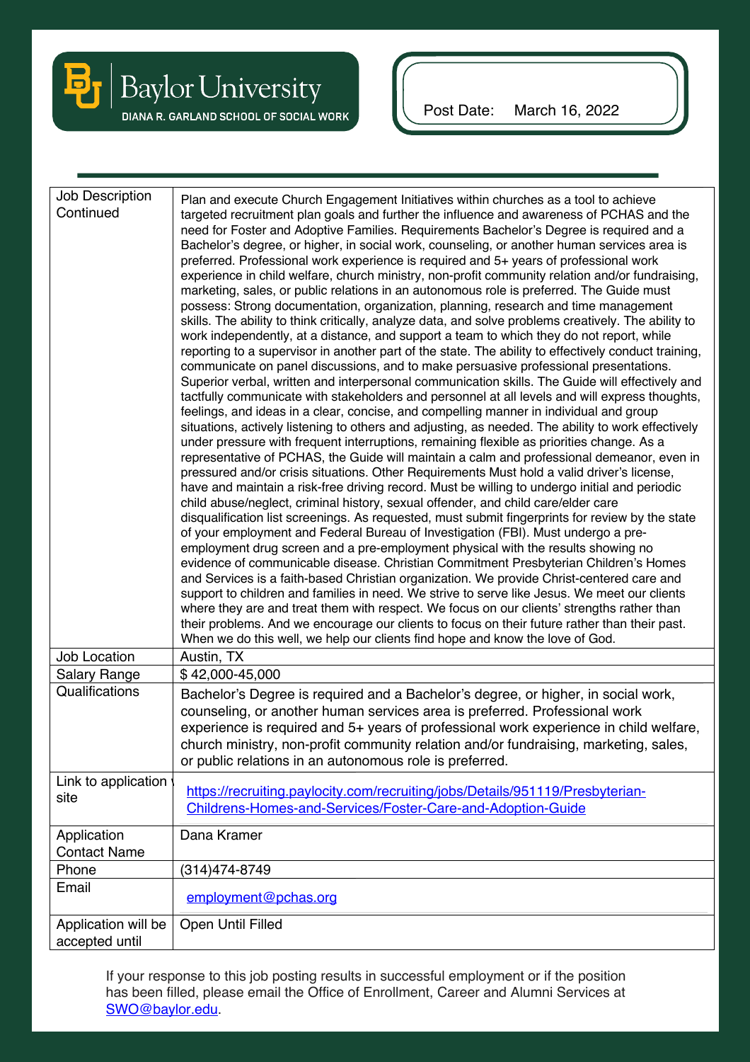Baylor University

DIANA R. GARLAND SCHOOL OF SOCIAL WORK

Post Date: March 16, 2022

| | |
|---|---|
| Job Description Continued | Plan and execute Church Engagement Initiatives within churches as a tool to achieve targeted recruitment plan goals and further the influence and awareness of PCHAS and the need for Foster and Adoptive Families. Requirements Bachelor's Degree is required and a Bachelor's degree, or higher, in social work, counseling, or another human services area is preferred. Professional work experience is required and 5+ years of professional work experience in child welfare, church ministry, non-profit community relation and/or fundraising, marketing, sales, or public relations in an autonomous role is preferred. The Guide must possess: Strong documentation, organization, planning, research and time management skills. The ability to think critically, analyze data, and solve problems creatively. The ability to work independently, at a distance, and support a team to which they do not report, while reporting to a supervisor in another part of the state. The ability to effectively conduct training, communicate on panel discussions, and to make persuasive professional presentations. Superior verbal, written and interpersonal communication skills. The Guide will effectively and tactfully communicate with stakeholders and personnel at all levels and will express thoughts, feelings, and ideas in a clear, concise, and compelling manner in individual and group situations, actively listening to others and adjusting, as needed. The ability to work effectively under pressure with frequent interruptions, remaining flexible as priorities change. As a representative of PCHAS, the Guide will maintain a calm and professional demeanor, even in pressured and/or crisis situations. Other Requirements Must hold a valid driver's license, have and maintain a risk-free driving record. Must be willing to undergo initial and periodic child abuse/neglect, criminal history, sexual offender, and child care/elder care disqualification list screenings. As requested, must submit fingerprints for review by the state of your employment and Federal Bureau of Investigation (FBI). Must undergo a pre-employment drug screen and a pre-employment physical with the results showing no evidence of communicable disease. Christian Commitment Presbyterian Children's Homes and Services is a faith-based Christian organization. We provide Christ-centered care and support to children and families in need. We strive to serve like Jesus. We meet our clients where they are and treat them with respect. We focus on our clients' strengths rather than their problems. And we encourage our clients to focus on their future rather than their past. When we do this well, we help our clients find hope and know the love of God. |
| Job Location | Austin, TX |
| Salary Range | $ 42,000-45,000 |
| Qualifications | Bachelor's Degree is required and a Bachelor's degree, or higher, in social work, counseling, or another human services area is preferred. Professional work experience is required and 5+ years of professional work experience in child welfare, church ministry, non-profit community relation and/or fundraising, marketing, sales, or public relations in an autonomous role is preferred. |
| Link to application site | https://recruiting.paylocity.com/recruiting/jobs/Details/951119/Presbyterian-Childrens-Homes-and-Services/Foster-Care-and-Adoption-Guide |
| Application Contact Name | Dana Kramer |
| Phone | (314)474-8749 |
| Email | employment@pchas.org |
| Application will be accepted until | Open Until Filled |

If your response to this job posting results in successful employment or if the position has been filled, please email the Office of Enrollment, Career and Alumni Services at SWO@baylor.edu.